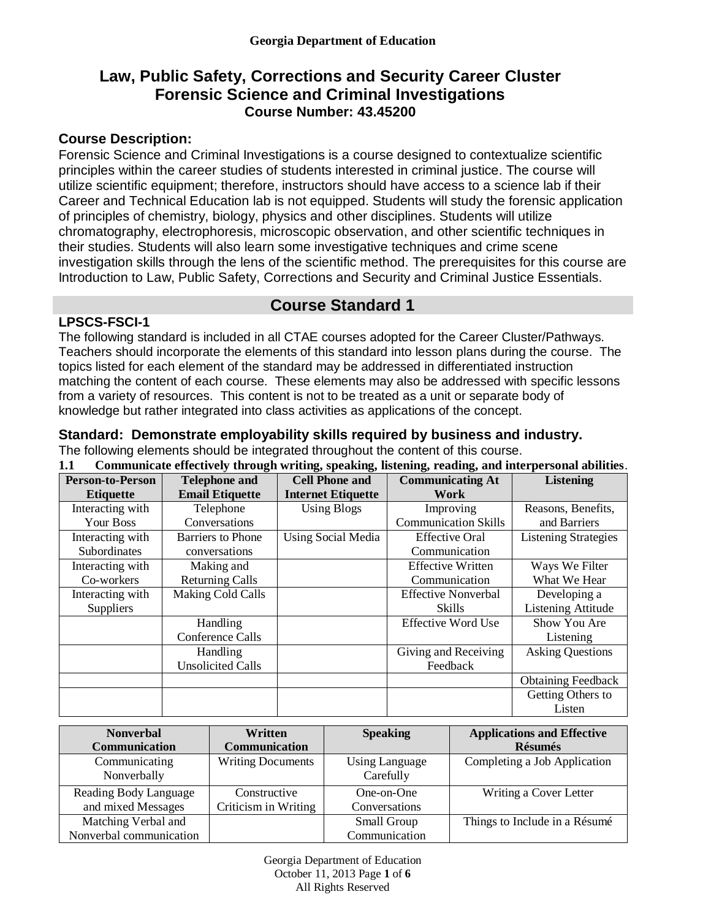**Georgia Department of Education**

# Law, Public Safety, Corrections and Security Career Cluster
# Forensic Science and Criminal Investigations
### Course Number: 43.45200

### Course Description:

Forensic Science and Criminal Investigations is a course designed to contextualize scientific principles within the career studies of students interested in criminal justice. The course will utilize scientific equipment; therefore, instructors should have access to a science lab if their Career and Technical Education lab is not equipped. Students will study the forensic application of principles of chemistry, biology, physics and other disciplines. Students will utilize chromatography, electrophoresis, microscopic observation, and other scientific techniques in their studies. Students will also learn some investigative techniques and crime scene investigation skills through the lens of the scientific method. The prerequisites for this course are Introduction to Law, Public Safety, Corrections and Security and Criminal Justice Essentials.

## Course Standard 1

### LPSCS-FSCI-1

The following standard is included in all CTAE courses adopted for the Career Cluster/Pathways. Teachers should incorporate the elements of this standard into lesson plans during the course. The topics listed for each element of the standard may be addressed in differentiated instruction matching the content of each course. These elements may also be addressed with specific lessons from a variety of resources. This content is not to be treated as a unit or separate body of knowledge but rather integrated into class activities as applications of the concept.

### Standard: Demonstrate employability skills required by business and industry.

The following elements should be integrated throughout the content of this course.

**1.1 Communicate effectively through writing, speaking, listening, reading, and interpersonal abilities**.

| Person-to-Person Etiquette | Telephone and Email Etiquette | Cell Phone and Internet Etiquette | Communicating At Work | Listening |
|---|---|---|---|---|
| Interacting with Your Boss | Telephone Conversations | Using Blogs | Improving Communication Skills | Reasons, Benefits, and Barriers |
| Interacting with Subordinates | Barriers to Phone conversations | Using Social Media | Effective Oral Communication | Listening Strategies |
| Interacting with Co-workers | Making and Returning Calls | | Effective Written Communication | Ways We Filter What We Hear |
| Interacting with Suppliers | Making Cold Calls | | Effective Nonverbal Skills | Developing a Listening Attitude |
| | Handling Conference Calls | | Effective Word Use | Show You Are Listening |
| | Handling Unsolicited Calls | | Giving and Receiving Feedback | Asking Questions |
| | | | | Obtaining Feedback |
| | | | | Getting Others to Listen |

| Nonverbal Communication | Written Communication | Speaking | Applications and Effective Résumés |
|---|---|---|---|
| Communicating Nonverbally | Writing Documents | Using Language Carefully | Completing a Job Application |
| Reading Body Language and mixed Messages | Constructive Criticism in Writing | One-on-One Conversations | Writing a Cover Letter |
| Matching Verbal and Nonverbal communication | | Small Group Communication | Things to Include in a Résumé |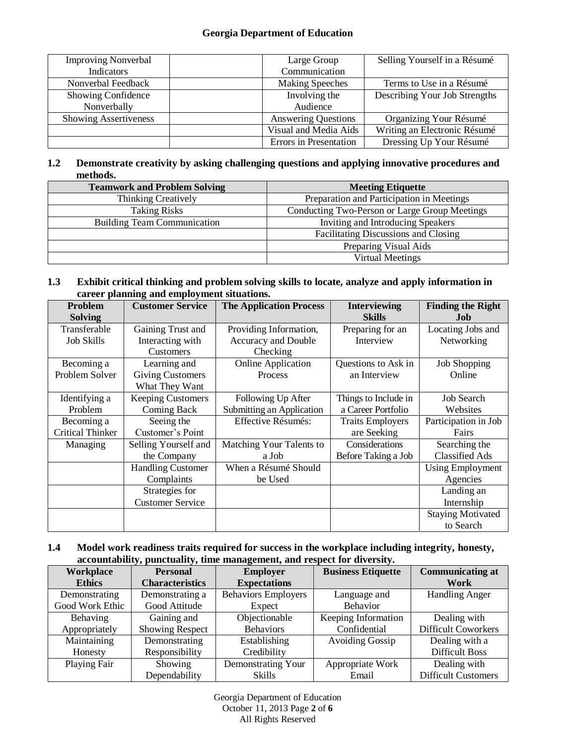| Improving Nonverbal Indicators | | Large Group Communication | Selling Yourself in a Résumé |
|---|---|---|---|
| Nonverbal Feedback | | Making Speeches | Terms to Use in a Résumé |
| Showing Confidence Nonverbally | | Involving the Audience | Describing Your Job Strengths |
| Showing Assertiveness | | Answering Questions | Organizing Your Résumé |
| | | Visual and Media Aids | Writing an Electronic Résumé |
| | | Errors in Presentation | Dressing Up Your Résumé |

**1.2 Demonstrate creativity by asking challenging questions and applying innovative procedures and methods.**

| Teamwork and Problem Solving | Meeting Etiquette |
|---|---|
| Thinking Creatively | Preparation and Participation in Meetings |
| Taking Risks | Conducting Two-Person or Large Group Meetings |
| Building Team Communication | Inviting and Introducing Speakers |
| | Facilitating Discussions and Closing |
| | Preparing Visual Aids |
| | Virtual Meetings |

**1.3 Exhibit critical thinking and problem solving skills to locate, analyze and apply information in career planning and employment situations.**

| Problem Solving | Customer Service | The Application Process | Interviewing Skills | Finding the Right Job |
|---|---|---|---|---|
| Transferable Job Skills | Gaining Trust and Interacting with Customers | Providing Information, Accuracy and Double Checking | Preparing for an Interview | Locating Jobs and Networking |
| Becoming a Problem Solver | Learning and Giving Customers What They Want | Online Application Process | Questions to Ask in an Interview | Job Shopping Online |
| Identifying a Problem | Keeping Customers Coming Back | Following Up After Submitting an Application | Things to Include in a Career Portfolio | Job Search Websites |
| Becoming a Critical Thinker | Seeing the Customer's Point | Effective Résumés: | Traits Employers are Seeking | Participation in Job Fairs |
| Managing | Selling Yourself and the Company | Matching Your Talents to a Job | Considerations Before Taking a Job | Searching the Classified Ads |
| | Handling Customer Complaints | When a Résumé Should be Used | | Using Employment Agencies |
| | Strategies for Customer Service | | | Landing an Internship |
| | | | | Staying Motivated to Search |

**1.4 Model work readiness traits required for success in the workplace including integrity, honesty, accountability, punctuality, time management, and respect for diversity.**

| Workplace Ethics | Personal Characteristics | Employer Expectations | Business Etiquette | Communicating at Work |
|---|---|---|---|---|
| Demonstrating Good Work Ethic | Demonstrating a Good Attitude | Behaviors Employers Expect | Language and Behavior | Handling Anger |
| Behaving Appropriately | Gaining and Showing Respect | Objectionable Behaviors | Keeping Information Confidential | Dealing with Difficult Coworkers |
| Maintaining Honesty | Demonstrating Responsibility | Establishing Credibility | Avoiding Gossip | Dealing with a Difficult Boss |
| Playing Fair | Showing Dependability | Demonstrating Your Skills | Appropriate Work Email | Dealing with Difficult Customers |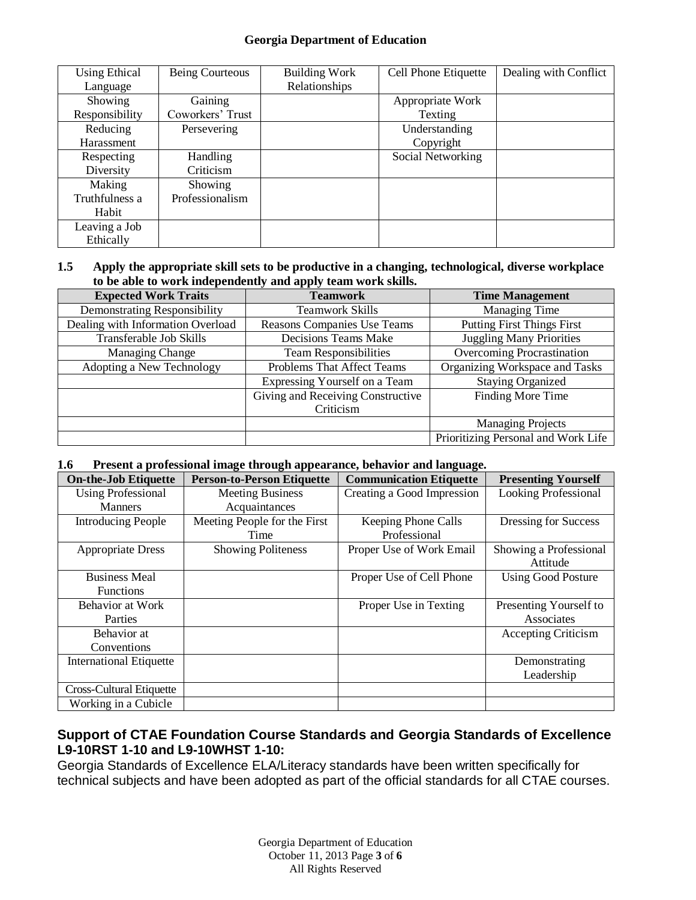| Using Ethical Language | Being Courteous | Building Work Relationships | Cell Phone Etiquette | Dealing with Conflict |
|---|---|---|---|---|
| Showing Responsibility | Gaining Coworkers' Trust | | Appropriate Work Texting | |
| Reducing Harassment | Persevering | | Understanding Copyright | |
| Respecting Diversity | Handling Criticism | | Social Networking | |
| Making Truthfulness a Habit | Showing Professionalism | | | |
| Leaving a Job Ethically | | | | |

**1.5 Apply the appropriate skill sets to be productive in a changing, technological, diverse workplace to be able to work independently and apply team work skills.**

| Expected Work Traits | Teamwork | Time Management |
|---|---|---|
| Demonstrating Responsibility | Teamwork Skills | Managing Time |
| Dealing with Information Overload | Reasons Companies Use Teams | Putting First Things First |
| Transferable Job Skills | Decisions Teams Make | Juggling Many Priorities |
| Managing Change | Team Responsibilities | Overcoming Procrastination |
| Adopting a New Technology | Problems That Affect Teams | Organizing Workspace and Tasks |
| | Expressing Yourself on a Team | Staying Organized |
| | Giving and Receiving Constructive Criticism | Finding More Time |
| | | Managing Projects |
| | | Prioritizing Personal and Work Life |

**1.6 Present a professional image through appearance, behavior and language.**

| On-the-Job Etiquette | Person-to-Person Etiquette | Communication Etiquette | Presenting Yourself |
|---|---|---|---|
| Using Professional Manners | Meeting Business Acquaintances | Creating a Good Impression | Looking Professional |
| Introducing People | Meeting People for the First Time | Keeping Phone Calls Professional | Dressing for Success |
| Appropriate Dress | Showing Politeness | Proper Use of Work Email | Showing a Professional Attitude |
| Business Meal Functions | | Proper Use of Cell Phone | Using Good Posture |
| Behavior at Work Parties | | Proper Use in Texting | Presenting Yourself to Associates |
| Behavior at Conventions | | | Accepting Criticism |
| International Etiquette | | | Demonstrating Leadership |
| Cross-Cultural Etiquette | | | |
| Working in a Cubicle | | | |

## Support of CTAE Foundation Course Standards and Georgia Standards of Excellence L9-10RST 1-10 and L9-10WHST 1-10:

Georgia Standards of Excellence ELA/Literacy standards have been written specifically for technical subjects and have been adopted as part of the official standards for all CTAE courses.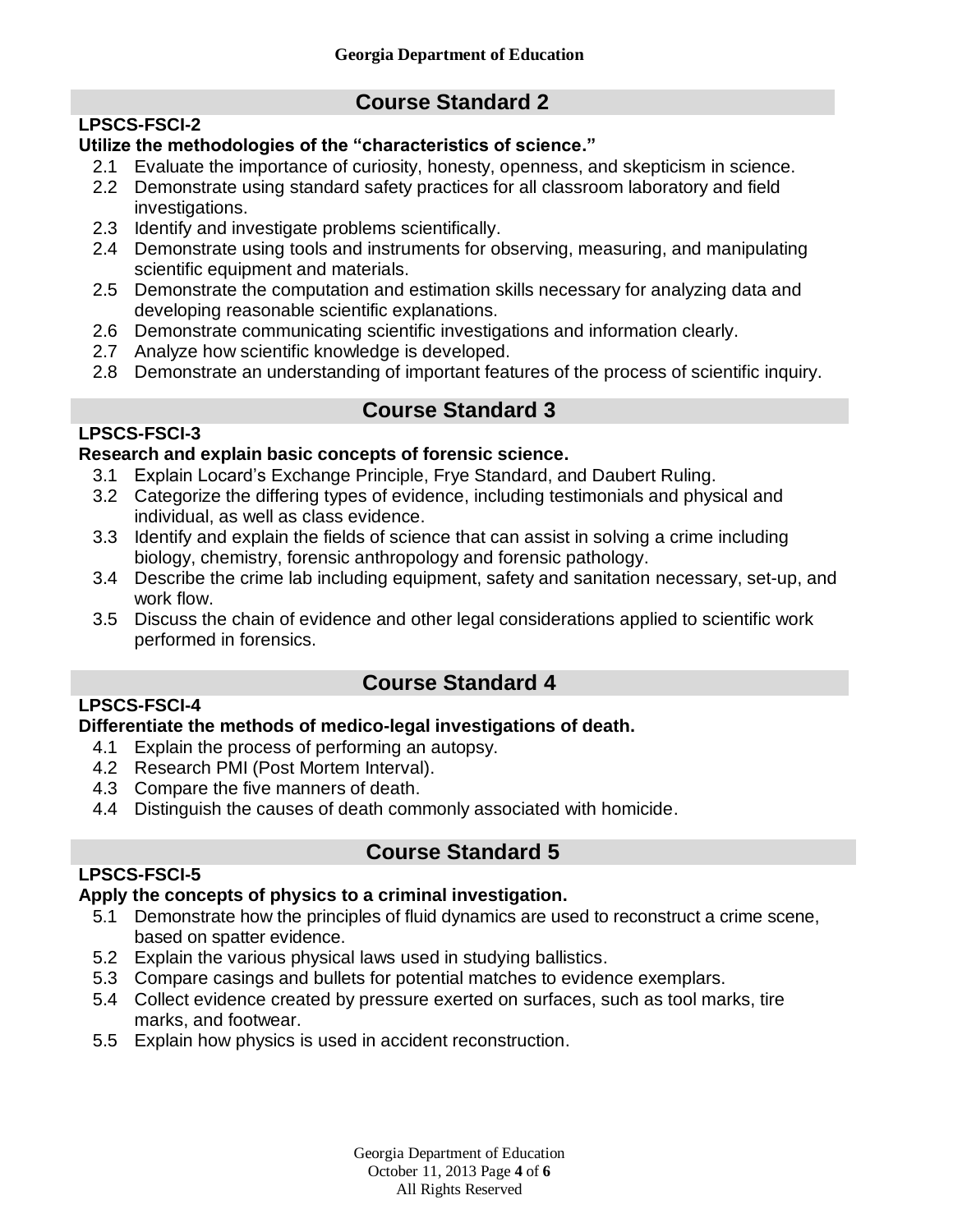## Course Standard 2

**LPSCS-FSCI-2**

**Utilize the methodologies of the "characteristics of science."**

2.1 Evaluate the importance of curiosity, honesty, openness, and skepticism in science.
2.2 Demonstrate using standard safety practices for all classroom laboratory and field investigations.
2.3 Identify and investigate problems scientifically.
2.4 Demonstrate using tools and instruments for observing, measuring, and manipulating scientific equipment and materials.
2.5 Demonstrate the computation and estimation skills necessary for analyzing data and developing reasonable scientific explanations.
2.6 Demonstrate communicating scientific investigations and information clearly.
2.7 Analyze how scientific knowledge is developed.
2.8 Demonstrate an understanding of important features of the process of scientific inquiry.

## Course Standard 3

**LPSCS-FSCI-3**

**Research and explain basic concepts of forensic science.**

3.1 Explain Locard's Exchange Principle, Frye Standard, and Daubert Ruling.
3.2 Categorize the differing types of evidence, including testimonials and physical and individual, as well as class evidence.
3.3 Identify and explain the fields of science that can assist in solving a crime including biology, chemistry, forensic anthropology and forensic pathology.
3.4 Describe the crime lab including equipment, safety and sanitation necessary, set-up, and work flow.
3.5 Discuss the chain of evidence and other legal considerations applied to scientific work performed in forensics.

## Course Standard 4

**LPSCS-FSCI-4**

**Differentiate the methods of medico-legal investigations of death.**

4.1 Explain the process of performing an autopsy.
4.2 Research PMI (Post Mortem Interval).
4.3 Compare the five manners of death.
4.4 Distinguish the causes of death commonly associated with homicide.

## Course Standard 5

**LPSCS-FSCI-5**

**Apply the concepts of physics to a criminal investigation.**

5.1 Demonstrate how the principles of fluid dynamics are used to reconstruct a crime scene, based on spatter evidence.
5.2 Explain the various physical laws used in studying ballistics.
5.3 Compare casings and bullets for potential matches to evidence exemplars.
5.4 Collect evidence created by pressure exerted on surfaces, such as tool marks, tire marks, and footwear.
5.5 Explain how physics is used in accident reconstruction.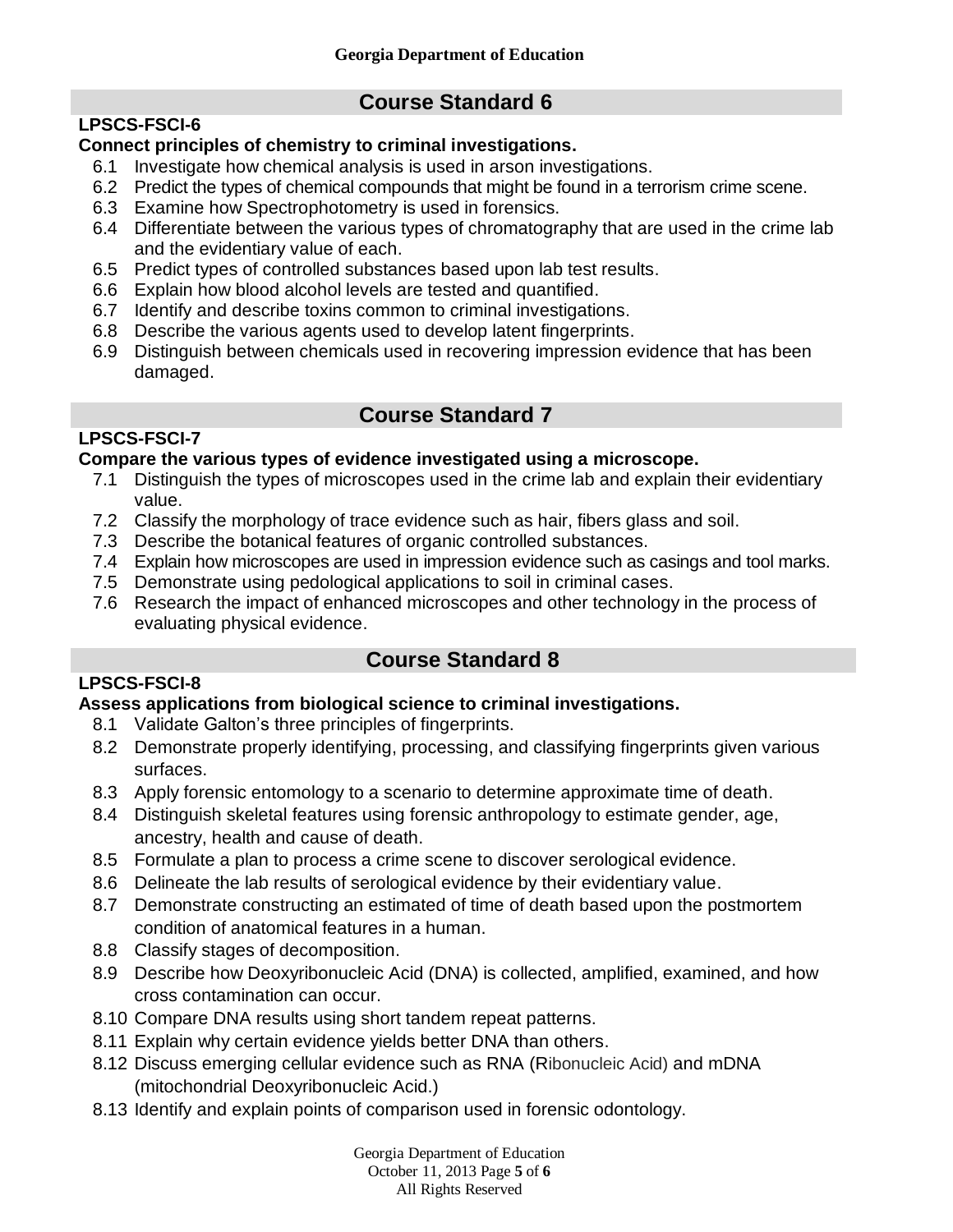## Course Standard 6

**LPSCS-FSCI-6**

**Connect principles of chemistry to criminal investigations.**

6.1 Investigate how chemical analysis is used in arson investigations.
6.2 Predict the types of chemical compounds that might be found in a terrorism crime scene.
6.3 Examine how Spectrophotometry is used in forensics.
6.4 Differentiate between the various types of chromatography that are used in the crime lab and the evidentiary value of each.
6.5 Predict types of controlled substances based upon lab test results.
6.6 Explain how blood alcohol levels are tested and quantified.
6.7 Identify and describe toxins common to criminal investigations.
6.8 Describe the various agents used to develop latent fingerprints.
6.9 Distinguish between chemicals used in recovering impression evidence that has been damaged.

## Course Standard 7

**LPSCS-FSCI-7**

**Compare the various types of evidence investigated using a microscope.**

7.1 Distinguish the types of microscopes used in the crime lab and explain their evidentiary value.
7.2 Classify the morphology of trace evidence such as hair, fibers glass and soil.
7.3 Describe the botanical features of organic controlled substances.
7.4 Explain how microscopes are used in impression evidence such as casings and tool marks.
7.5 Demonstrate using pedological applications to soil in criminal cases.
7.6 Research the impact of enhanced microscopes and other technology in the process of evaluating physical evidence.

## Course Standard 8

**LPSCS-FSCI-8**

**Assess applications from biological science to criminal investigations.**

8.1 Validate Galton's three principles of fingerprints.
8.2 Demonstrate properly identifying, processing, and classifying fingerprints given various surfaces.
8.3 Apply forensic entomology to a scenario to determine approximate time of death.
8.4 Distinguish skeletal features using forensic anthropology to estimate gender, age, ancestry, health and cause of death.
8.5 Formulate a plan to process a crime scene to discover serological evidence.
8.6 Delineate the lab results of serological evidence by their evidentiary value.
8.7 Demonstrate constructing an estimated of time of death based upon the postmortem condition of anatomical features in a human.
8.8 Classify stages of decomposition.
8.9 Describe how Deoxyribonucleic Acid (DNA) is collected, amplified, examined, and how cross contamination can occur.
8.10 Compare DNA results using short tandem repeat patterns.
8.11 Explain why certain evidence yields better DNA than others.
8.12 Discuss emerging cellular evidence such as RNA (Ribonucleic Acid) and mDNA (mitochondrial Deoxyribonucleic Acid.)
8.13 Identify and explain points of comparison used in forensic odontology.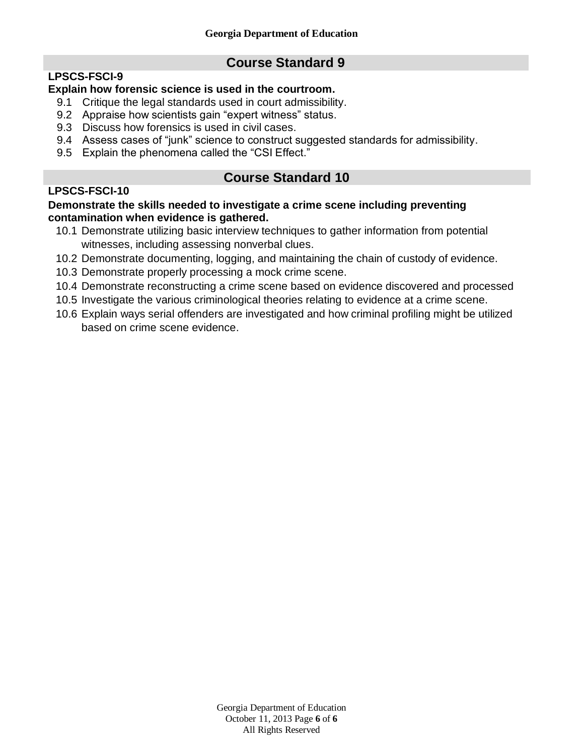## Course Standard 9

**LPSCS-FSCI-9**

**Explain how forensic science is used in the courtroom.**

9.1 Critique the legal standards used in court admissibility.
9.2 Appraise how scientists gain "expert witness" status.
9.3 Discuss how forensics is used in civil cases.
9.4 Assess cases of "junk" science to construct suggested standards for admissibility.
9.5 Explain the phenomena called the "CSI Effect."

## Course Standard 10

**LPSCS-FSCI-10**

**Demonstrate the skills needed to investigate a crime scene including preventing contamination when evidence is gathered.**

10.1 Demonstrate utilizing basic interview techniques to gather information from potential witnesses, including assessing nonverbal clues.
10.2 Demonstrate documenting, logging, and maintaining the chain of custody of evidence.
10.3 Demonstrate properly processing a mock crime scene.
10.4 Demonstrate reconstructing a crime scene based on evidence discovered and processed
10.5 Investigate the various criminological theories relating to evidence at a crime scene.
10.6 Explain ways serial offenders are investigated and how criminal profiling might be utilized based on crime scene evidence.